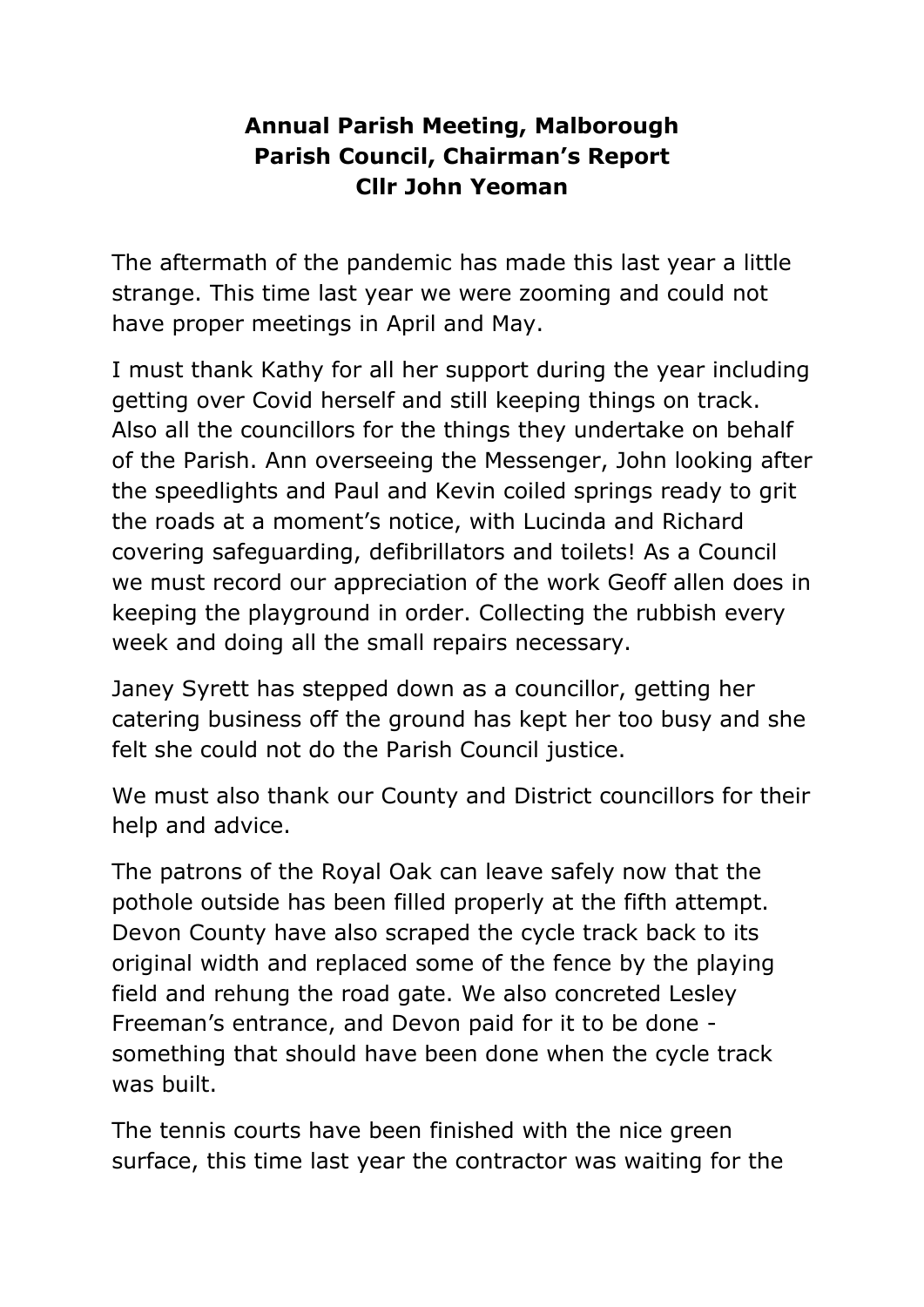# Annual Parish Meeting, Malborough Parish Council, Chairman's Report Cllr John Yeoman

The aftermath of the pandemic has made this last year a little strange. This time last year we were zooming and could not have proper meetings in April and May.

I must thank Kathy for all her support during the year including getting over Covid herself and still keeping things on track. Also all the councillors for the things they undertake on behalf of the Parish. Ann overseeing the Messenger, John looking after the speedlights and Paul and Kevin coiled springs ready to grit the roads at a moment's notice, with Lucinda and Richard covering safeguarding, defibrillators and toilets! As a Council we must record our appreciation of the work Geoff allen does in keeping the playground in order. Collecting the rubbish every week and doing all the small repairs necessary.

Janey Syrett has stepped down as a councillor, getting her catering business off the ground has kept her too busy and she felt she could not do the Parish Council justice.

We must also thank our County and District councillors for their help and advice.

The patrons of the Royal Oak can leave safely now that the pothole outside has been filled properly at the fifth attempt. Devon County have also scraped the cycle track back to its original width and replaced some of the fence by the playing field and rehung the road gate. We also concreted Lesley Freeman's entrance, and Devon paid for it to be done - something that should have been done when the cycle track was built.

The tennis courts have been finished with the nice green surface, this time last year the contractor was waiting for the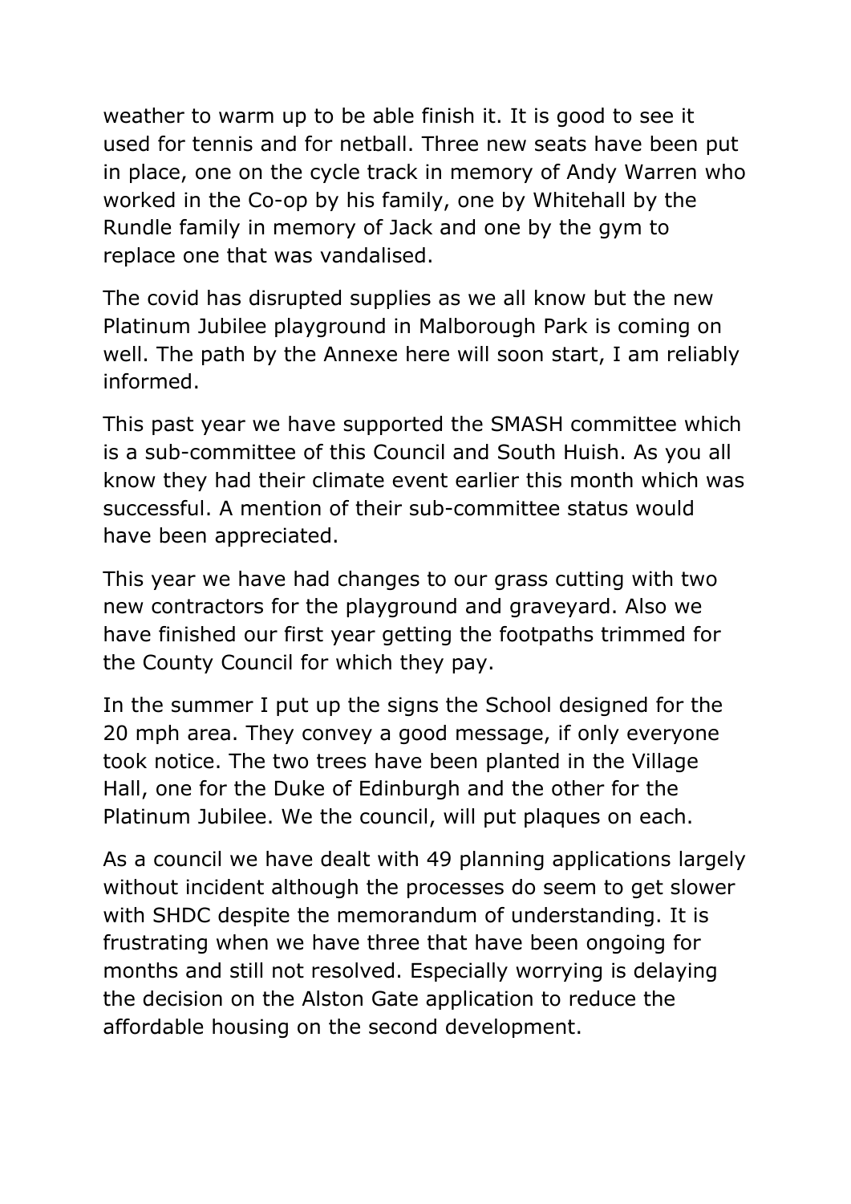weather to warm up to be able finish it. It is good to see it used for tennis and for netball. Three new seats have been put in place, one on the cycle track in memory of Andy Warren who worked in the Co-op by his family, one by Whitehall by the Rundle family in memory of Jack and one by the gym to replace one that was vandalised.

The covid has disrupted supplies as we all know but the new Platinum Jubilee playground in Malborough Park is coming on well. The path by the Annexe here will soon start, I am reliably informed.

This past year we have supported the SMASH committee which is a sub-committee of this Council and South Huish. As you all know they had their climate event earlier this month which was successful. A mention of their sub-committee status would have been appreciated.

This year we have had changes to our grass cutting with two new contractors for the playground and graveyard. Also we have finished our first year getting the footpaths trimmed for the County Council for which they pay.

In the summer I put up the signs the School designed for the 20 mph area. They convey a good message, if only everyone took notice. The two trees have been planted in the Village Hall, one for the Duke of Edinburgh and the other for the Platinum Jubilee. We the council, will put plaques on each.

As a council we have dealt with 49 planning applications largely without incident although the processes do seem to get slower with SHDC despite the memorandum of understanding. It is frustrating when we have three that have been ongoing for months and still not resolved. Especially worrying is delaying the decision on the Alston Gate application to reduce the affordable housing on the second development.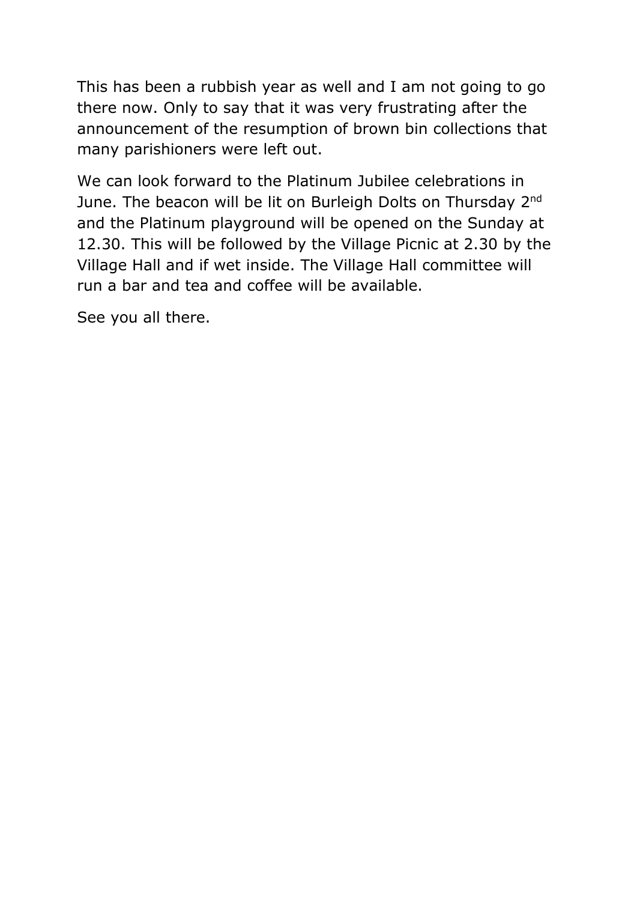This has been a rubbish year as well and I am not going to go there now. Only to say that it was very frustrating after the announcement of the resumption of brown bin collections that many parishioners were left out.

We can look forward to the Platinum Jubilee celebrations in June. The beacon will be lit on Burleigh Dolts on Thursday 2nd and the Platinum playground will be opened on the Sunday at 12.30. This will be followed by the Village Picnic at 2.30 by the Village Hall and if wet inside. The Village Hall committee will run a bar and tea and coffee will be available.

See you all there.